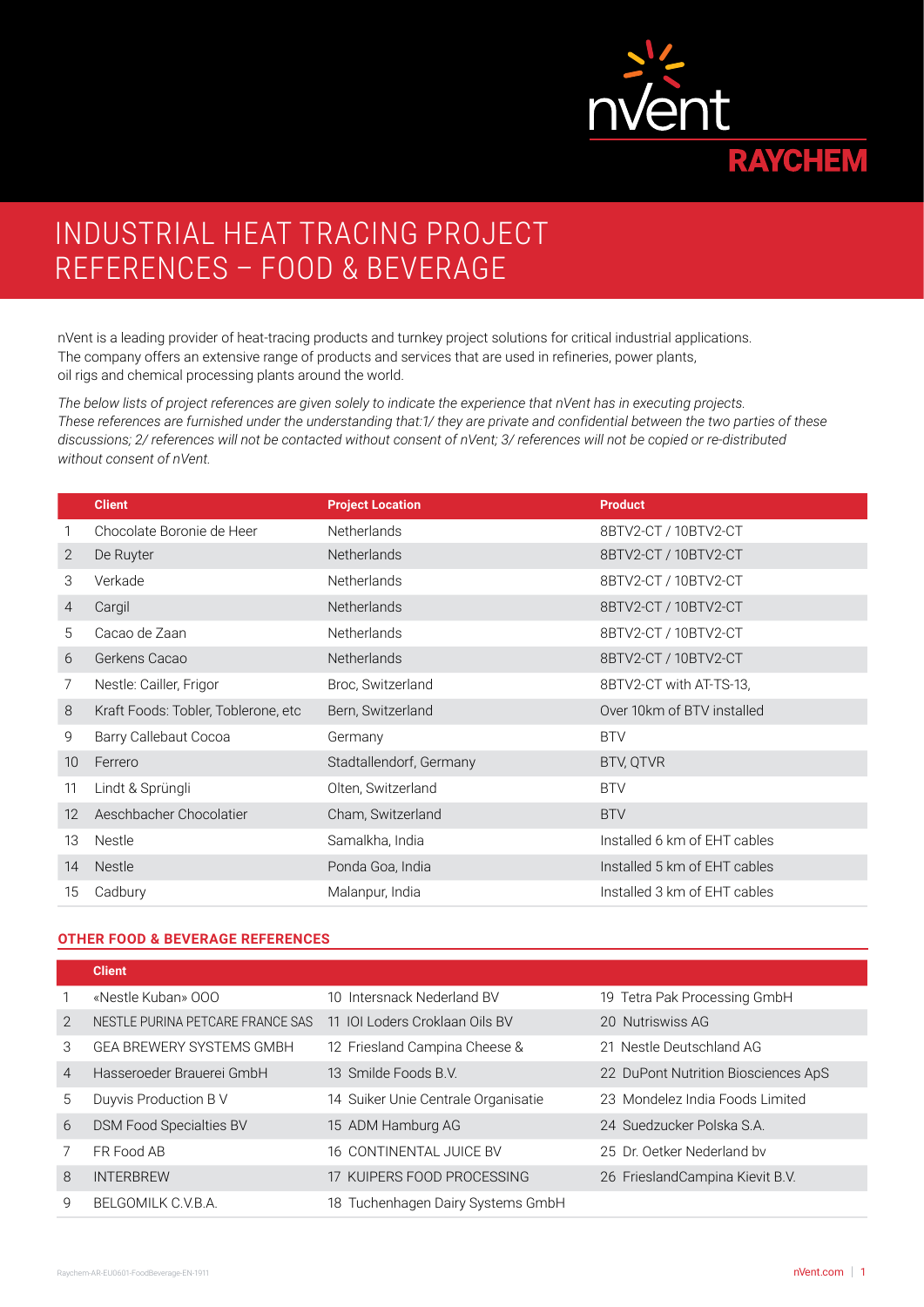# INDUSTRIAL HEAT TRACING PROJECT REFERENCES – FOOD & BEVERAGE

nVent is a leading provider of heat-tracing products and turnkey project solutions for critical industrial applications. The company offers an extensive range of products and services that are used in refineries, power plants, oil rigs and chemical processing plants around the world.

*The below lists of project references are given solely to indicate the experience that nVent has in executing projects. These references are furnished under the understanding that:1/ they are private and confidential between the two parties of these discussions; 2/ references will not be contacted without consent of nVent; 3/ references will not be copied or re-distributed without consent of nVent.*

| | Client | Project Location | Product |
|---|---|---|---|
| 1 | Chocolate Boronie de Heer | Netherlands | 8BTV2-CT / 10BTV2-CT |
| 2 | De Ruyter | Netherlands | 8BTV2-CT / 10BTV2-CT |
| 3 | Verkade | Netherlands | 8BTV2-CT / 10BTV2-CT |
| 4 | Cargil | Netherlands | 8BTV2-CT / 10BTV2-CT |
| 5 | Cacao de Zaan | Netherlands | 8BTV2-CT / 10BTV2-CT |
| 6 | Gerkens Cacao | Netherlands | 8BTV2-CT / 10BTV2-CT |
| 7 | Nestle: Cailler, Frigor | Broc, Switzerland | 8BTV2-CT with AT-TS-13, |
| 8 | Kraft Foods: Tobler, Toblerone, etc | Bern, Switzerland | Over 10km of BTV installed |
| 9 | Barry Callebaut Cocoa | Germany | BTV |
| 10 | Ferrero | Stadtallendorf, Germany | BTV, QTVR |
| 11 | Lindt & Sprüngli | Olten, Switzerland | BTV |
| 12 | Aeschbacher Chocolatier | Cham, Switzerland | BTV |
| 13 | Nestle | Samalkha, India | Installed 6 km of EHT cables |
| 14 | Nestle | Ponda Goa, India | Installed 5 km of EHT cables |
| 15 | Cadbury | Malanpur, India | Installed 3 km of EHT cables |

## OTHER FOOD & BEVERAGE REFERENCES

| | Client | | |
|---|---|---|---|
| 1 | «Nestle Kuban» OOO | 10 Intersnack Nederland BV | 19 Tetra Pak Processing GmbH |
| 2 | NESTLE PURINA PETCARE FRANCE SAS | 11 IOI Loders Croklaan Oils BV | 20 Nutriswiss AG |
| 3 | GEA BREWERY SYSTEMS GMBH | 12 Friesland Campina Cheese & | 21 Nestle Deutschland AG |
| 4 | Hasseroeder Brauerei GmbH | 13 Smilde Foods B.V. | 22 DuPont Nutrition Biosciences ApS |
| 5 | Duyvis Production B V | 14 Suiker Unie Centrale Organisatie | 23 Mondelez India Foods Limited |
| 6 | DSM Food Specialties BV | 15 ADM Hamburg AG | 24 Suedzucker Polska S.A. |
| 7 | FR Food AB | 16 CONTINENTAL JUICE BV | 25 Dr. Oetker Nederland bv |
| 8 | INTERBREW | 17 KUIPERS FOOD PROCESSING | 26 FrieslandCampina Kievit B.V. |
| 9 | BELGOMILK C.V.B.A. | 18 Tuchenhagen Dairy Systems GmbH | |

Raychem-AR-EU0601-FoodBeverage-EN-1911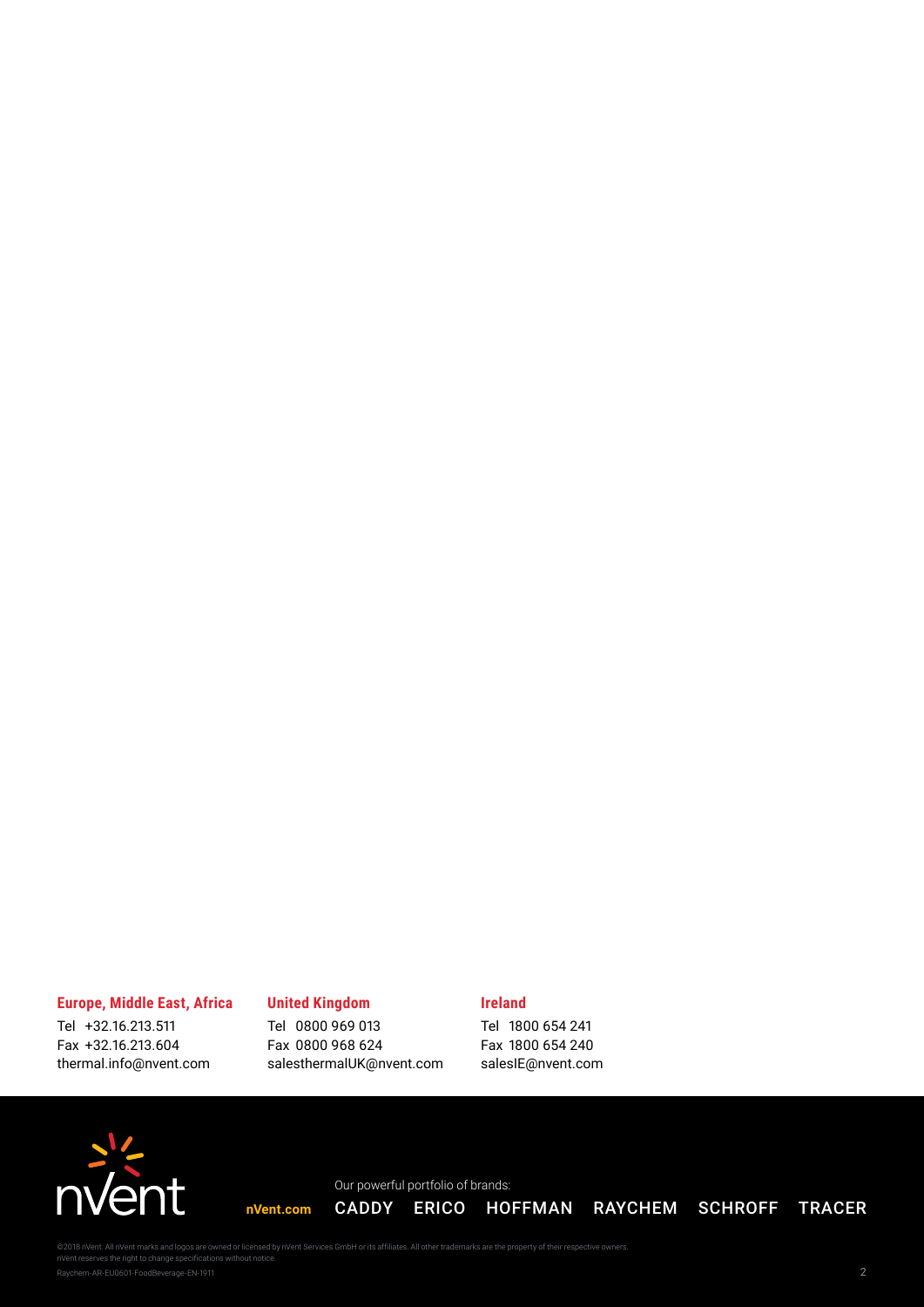**Europe, Middle East, Africa**

Tel +32.16.213.511
Fax +32.16.213.604
thermal.info@nvent.com

**United Kingdom**

Tel 0800 969 013
Fax 0800 968 624
salesthermalUK@nvent.com

**Ireland**

Tel 1800 654 241
Fax 1800 654 240
salesIE@nvent.com

nVent.com

Our powerful portfolio of brands:

CADDY ERICO HOFFMAN RAYCHEM SCHROFF TRACER

©2018 nVent. All nVent marks and logos are owned or licensed by nVent Services GmbH or its affiliates. All other trademarks are the property of their respective owners.
nVent reserves the right to change specifications without notice.

Raychem-AR-EU0601-FoodBeverage-EN-1911